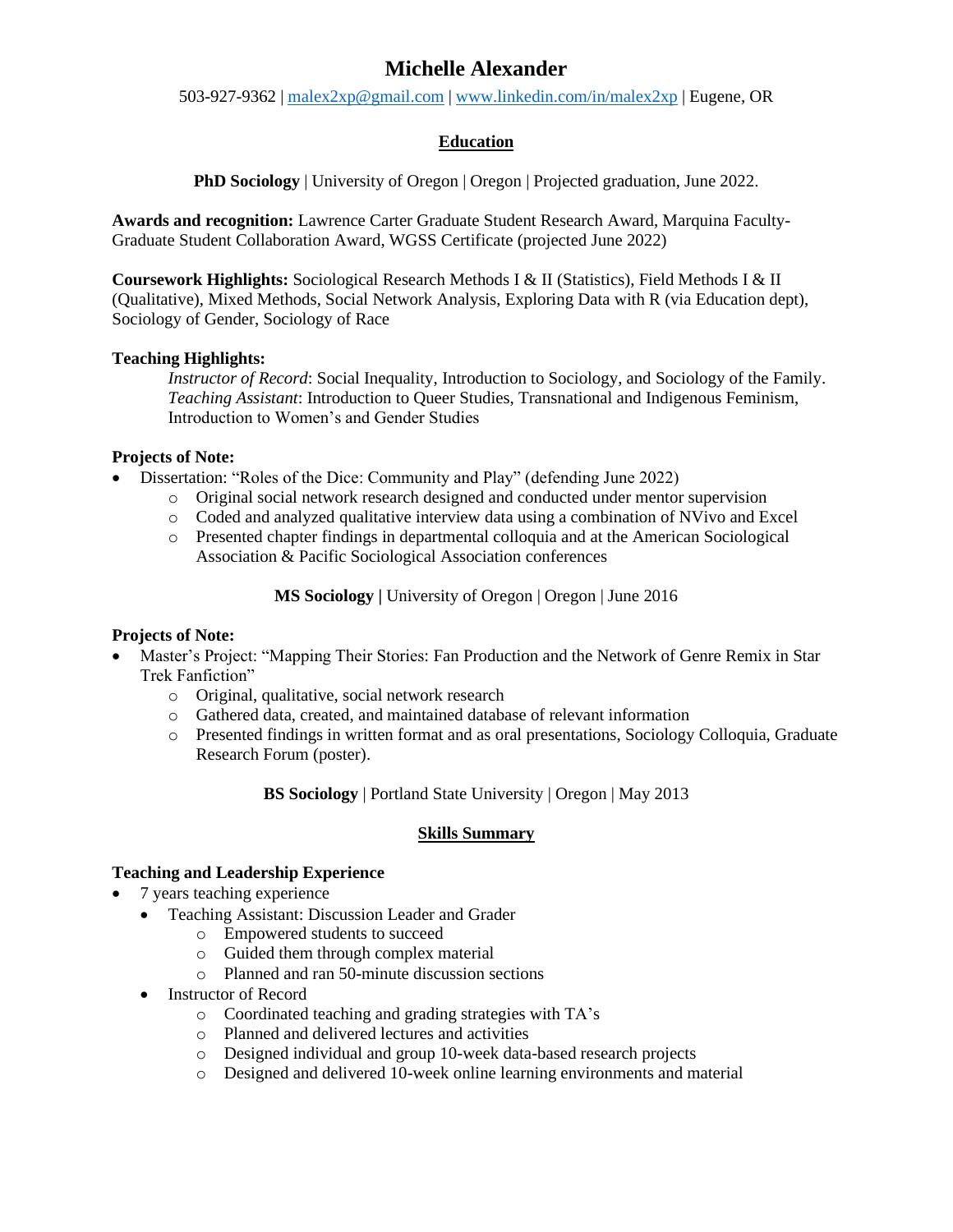# Michelle Alexander

503-927-9362 | malex2xp@gmail.com | www.linkedin.com/in/malex2xp | Eugene, OR

## Education

**PhD Sociology** | University of Oregon | Oregon | Projected graduation, June 2022.

**Awards and recognition:** Lawrence Carter Graduate Student Research Award, Marquina Faculty-Graduate Student Collaboration Award, WGSS Certificate (projected June 2022)

**Coursework Highlights:** Sociological Research Methods I & II (Statistics), Field Methods I & II (Qualitative), Mixed Methods, Social Network Analysis, Exploring Data with R (via Education dept), Sociology of Gender, Sociology of Race

**Teaching Highlights:**

*Instructor of Record*: Social Inequality, Introduction to Sociology, and Sociology of the Family.
*Teaching Assistant*: Introduction to Queer Studies, Transnational and Indigenous Feminism, Introduction to Women's and Gender Studies

**Projects of Note:**

- Dissertation: "Roles of the Dice: Community and Play" (defending June 2022)
  - Original social network research designed and conducted under mentor supervision
  - Coded and analyzed qualitative interview data using a combination of NVivo and Excel
  - Presented chapter findings in departmental colloquia and at the American Sociological Association & Pacific Sociological Association conferences

**MS Sociology** | University of Oregon | Oregon | June 2016

**Projects of Note:**

- Master's Project: "Mapping Their Stories: Fan Production and the Network of Genre Remix in Star Trek Fanfiction"
  - Original, qualitative, social network research
  - Gathered data, created, and maintained database of relevant information
  - Presented findings in written format and as oral presentations, Sociology Colloquia, Graduate Research Forum (poster).

**BS Sociology** | Portland State University | Oregon | May 2013

## Skills Summary

**Teaching and Leadership Experience**

- 7 years teaching experience
  - Teaching Assistant: Discussion Leader and Grader
    - Empowered students to succeed
    - Guided them through complex material
    - Planned and ran 50-minute discussion sections
  - Instructor of Record
    - Coordinated teaching and grading strategies with TA's
    - Planned and delivered lectures and activities
    - Designed individual and group 10-week data-based research projects
    - Designed and delivered 10-week online learning environments and material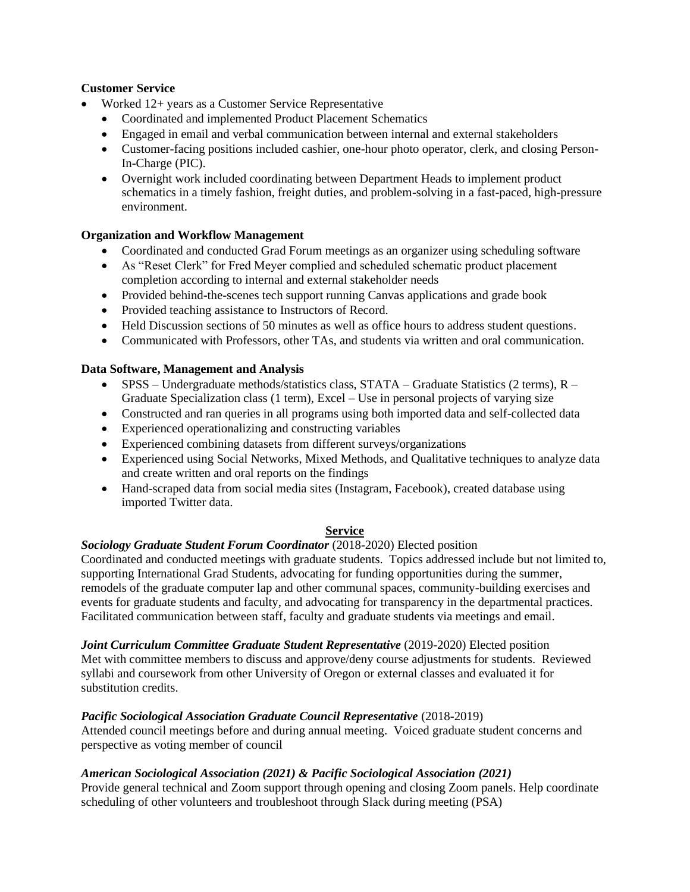**Customer Service**

- Worked 12+ years as a Customer Service Representative
  - Coordinated and implemented Product Placement Schematics
  - Engaged in email and verbal communication between internal and external stakeholders
  - Customer-facing positions included cashier, one-hour photo operator, clerk, and closing Person-In-Charge (PIC).
  - Overnight work included coordinating between Department Heads to implement product schematics in a timely fashion, freight duties, and problem-solving in a fast-paced, high-pressure environment.

**Organization and Workflow Management**

- Coordinated and conducted Grad Forum meetings as an organizer using scheduling software
- As "Reset Clerk" for Fred Meyer complied and scheduled schematic product placement completion according to internal and external stakeholder needs
- Provided behind-the-scenes tech support running Canvas applications and grade book
- Provided teaching assistance to Instructors of Record.
- Held Discussion sections of 50 minutes as well as office hours to address student questions.
- Communicated with Professors, other TAs, and students via written and oral communication.

**Data Software, Management and Analysis**

- SPSS – Undergraduate methods/statistics class, STATA – Graduate Statistics (2 terms), R – Graduate Specialization class (1 term), Excel – Use in personal projects of varying size
- Constructed and ran queries in all programs using both imported data and self-collected data
- Experienced operationalizing and constructing variables
- Experienced combining datasets from different surveys/organizations
- Experienced using Social Networks, Mixed Methods, and Qualitative techniques to analyze data and create written and oral reports on the findings
- Hand-scraped data from social media sites (Instagram, Facebook), created database using imported Twitter data.

## Service

***Sociology Graduate Student Forum Coordinator*** (2018-2020) Elected position
Coordinated and conducted meetings with graduate students. Topics addressed include but not limited to, supporting International Grad Students, advocating for funding opportunities during the summer, remodels of the graduate computer lap and other communal spaces, community-building exercises and events for graduate students and faculty, and advocating for transparency in the departmental practices. Facilitated communication between staff, faculty and graduate students via meetings and email.

***Joint Curriculum Committee Graduate Student Representative*** (2019-2020) Elected position
Met with committee members to discuss and approve/deny course adjustments for students. Reviewed syllabi and coursework from other University of Oregon or external classes and evaluated it for substitution credits.

***Pacific Sociological Association Graduate Council Representative*** (2018-2019)
Attended council meetings before and during annual meeting. Voiced graduate student concerns and perspective as voting member of council

***American Sociological Association (2021) & Pacific Sociological Association (2021)***
Provide general technical and Zoom support through opening and closing Zoom panels. Help coordinate scheduling of other volunteers and troubleshoot through Slack during meeting (PSA)